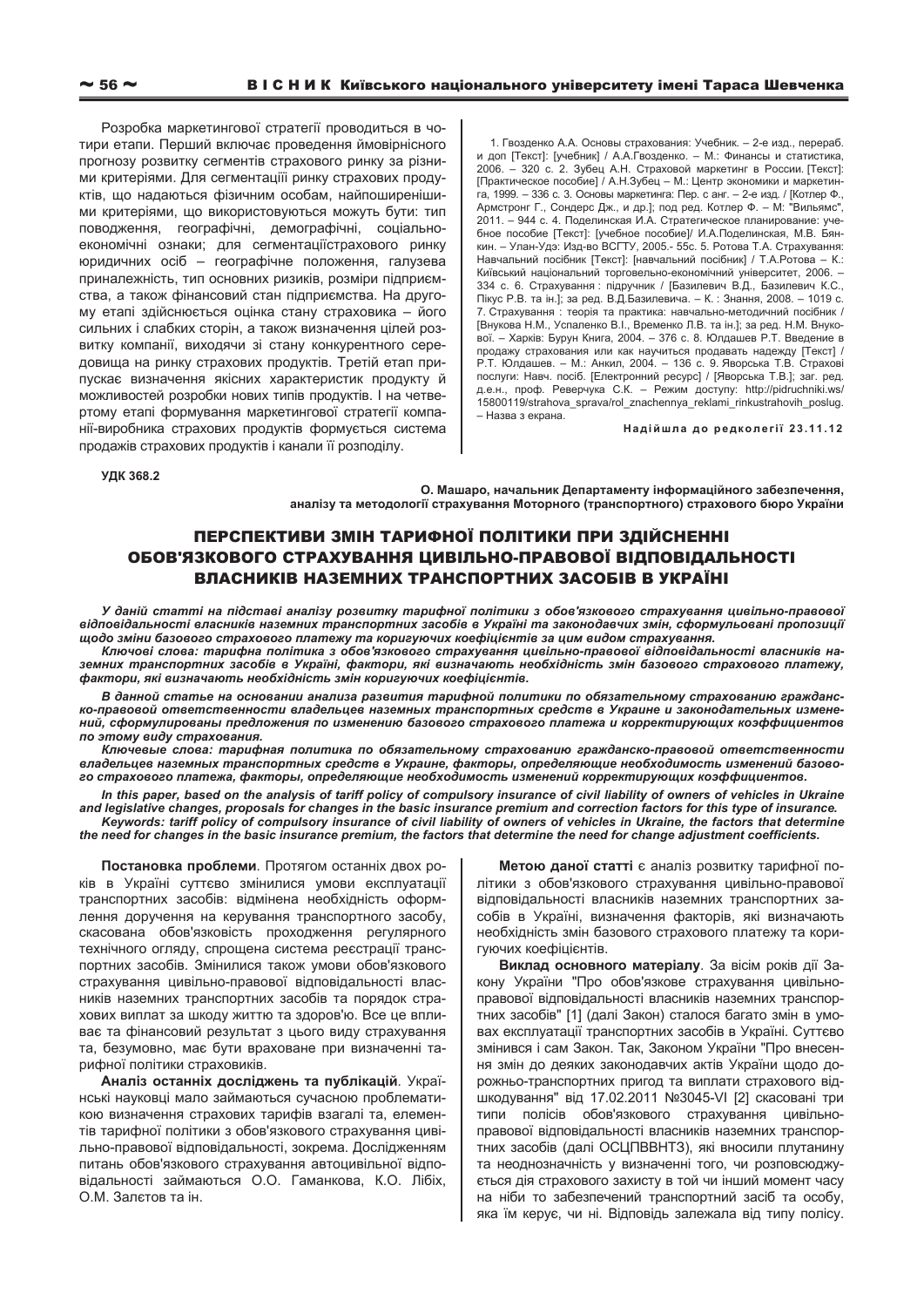Розробка маркетингової стратегії проводиться в чотири етапи. Перший включає проведення ймовірнісного прогнозу розвитку сегментів страхового ринку за різними критеріями. Для сегментації ринку страхових продуктів, що надаються фізичним особам, найпоширенішими критеріями, що використовуються можуть бути: тип поводження, географічні, демографічні, соціально-економічні ознаки; для сегментаціїстрахового ринку юридичних осіб – географічне положення, галузева приналежність, тип основних ризиків, розміри підприємства, а також фінансовий стан підприємства. На другому етапі здійснюється оцінка стану страховика – його сильних і слабких сторін, а також визначення цілей розвитку компанії, виходячи зі стану конкурентного середовища на ринку страхових продуктів. Третій етап припускає визначення якісних характеристик продукту й можливостей розробки нових типів продуктів. І на четвертому етапі формування маркетингової стратегії компанії-виробника страхових продуктів формується система продажів страхових продуктів і канали її розподілу.

1. Гвозденко А.А. Основы страхования: Учебник. – 2-е изд., перераб. и доп [Текст]: [учебник] / А.А.Гвозденко. – М.: Финансы и статистика, 2006. – 320 с. 2. Зубец А.Н. Страховой маркетинг в России. [Текст]: [Практическое пособие] / А.Н.Зубец – М.: Центр экономики и маркетинга, 1999. – 336 с. 3. Основы маркетинга: Пер. с анг. – 2-е изд. / [Котлер Ф., Армстронг Г., Сондерс Дж., и др.]; под ред. Котлер Ф. – М: "Вильямс", 2011. – 944 с. 4. Поделинская И.А. Стратегическое планирование: учебное пособие [Текст]: [учебное пособие]/ И.А.Поделинская, М.В. Бянкин. – Улан-Удэ: Изд-во ВСГТУ, 2005.- 55с. 5. Ротова Т.А. Страхування: Навчальний посібник [Текст]: [навчальний посібник] / Т.А.Ротова – К.: Київський національний торговельно-економічний університет, 2006. – 334 с. 6. Страхування : підручник / [Базилевич В.Д., Базилевич К.С., Пікус Р.В. та ін.]; за ред. В.Д.Базилевича. – К. : Знання, 2008. – 1019 с. 7. Страхування : теорія та практика: навчально-методичний посібник / [Внукова Н.М., Успаленко В.І., Временко Л.В. та ін.]; за ред. Н.М. Внукової. – Харків: Бурун Книга, 2004. – 376 с. 8. Юлдашев Р.Т. Введение в продажу страхования или как научиться продавать надежду [Текст] / Р.Т. Юлдашев. – М.: Анкил, 2004. – 136 с. 9. Яворська Т.В. Страхові послуги: Навч. посіб. [Електронний ресурс] / [Яворська Т.В.]; заг. ред. д.е.н., проф. Реверчука С.К. – Режим доступу: http://pidruchniki.ws/15800119/strahova_sprava/rol_znachennya_reklami_rinkustrahovih_poslug. – Назва з екрана.

**Надійшла до редколегії 23.11.12**

УДК 368.2

**О. Машаро, начальник Департаменту інформаційного забезпечення, аналізу та методології страхування Моторного (транспортного) страхового бюро України**

# ПЕРСПЕКТИВИ ЗМІН ТАРИФНОЇ ПОЛІТИКИ ПРИ ЗДІЙСНЕННІ ОБОВ'ЯЗКОВОГО СТРАХУВАННЯ ЦИВІЛЬНО-ПРАВОВОЇ ВІДПОВІДАЛЬНОСТІ ВЛАСНИКІВ НАЗЕМНИХ ТРАНСПОРТНИХ ЗАСОБІВ В УКРАЇНІ

***У даній статті на підставі аналізу розвитку тарифної політики з обов'язкового страхування цивільно-правової відповідальності власників наземних транспортних засобів в Україні та законодавчих змін, сформульовані пропозиції щодо зміни базового страхового платежу та коригуючих коефіцієнтів за цим видом страхування.***

***Ключові слова: тарифна політика з обов'язкового страхування цивільно-правової відповідальності власників наземних транспортних засобів в Україні, фактори, які визначають необхідність змін базового страхового платежу, фактори, які визначають необхідність змін коригуючих коефіцієнтів.***

***В данной статье на основании анализа развития тарифной политики по обязательному страхованию гражданско-правовой ответственности владельцев наземных транспортных средств в Украине и законодательных изменений, сформулированы предложения по изменению базового страхового платежа и корректирующих коэффициентов по этому виду страхования.***

***Ключеваые слова: тарифная политика по обязательному страхованию гражданско-правовой ответственности владельцев наземных транспортных средств в Украине, факторы, определяющие необходимость изменений базового страхового платежа, факторы, определяющие необходимость изменений корректирующих коэффициентов.***

***In this paper, based on the analysis of tariff policy of compulsory insurance of civil liability of owners of vehicles in Ukraine and legislative changes, proposals for changes in the basic insurance premium and correction factors for this type of insurance.***

***Keywords: tariff policy of compulsory insurance of civil liability of owners of vehicles in Ukraine, the factors that determine the need for changes in the basic insurance premium, the factors that determine the need for change adjustment coefficients.***

**Постановка проблеми**. Протягом останніх двох років в Україні суттєво змінилися умови експлуатації транспортних засобів: відмінена необхідність оформлення доручення на керування транспортного засобу, скасована обов'язковість проходження регулярного технічного огляду, спрощена система реєстрації транспортних засобів. Змінилися також умови обов'язкового страхування цивільно-правової відповідальності власників наземних транспортних засобів та порядок страхових виплат за шкоду життю та здоров'ю. Все це впливає та фінансовий результат з цього виду страхування та, безумовно, має бути враховане при визначенні тарифної політики страховиків.

**Аналіз останніх досліджень та публікацій**. Українські науковці мало займаються сучасною проблематикою визначення страхових тарифів взагалі та, елементів тарифної політики з обов'язкового страхування цивільно-правової відповідальності, зокрема. Дослідженням питань обов'язкового страхування автоцивільної відповідальності займаються О.О. Гаманкова, К.О. Лібіх, О.М. Залєтов та ін.

**Метою даної статті** є аналіз розвитку тарифної політики з обов'язкового страхування цивільно-правової відповідальності власників наземних транспортних засобів в Україні, визначення факторів, які визначають необхідність змін базового страхового платежу та коригуючих коефіцієнтів.

**Виклад основного матеріалу**. За вісім років дії Закону України "Про обов'язкове страхування цивільно-правової відповідальності власників наземних транспортних засобів" [1] (далі Закон) сталося багато змін в умовах експлуатації транспортних засобів в Україні. Суттєво змінився і сам Закон. Так, Законом України "Про внесення змін до деяких законодавчих актів України щодо дорожньо-транспортних пригод та виплати страхового відшкодування" від 17.02.2011 №3045-VI [2] скасовані три типи полісів обов'язкового страхування цивільно-правової відповідальності власників наземних транспортних засобів (далі ОСЦПВВНТЗ), які вносили плутанину та неоднозначність у визначенні того, чи розповсюджується дія страхового захисту в той чи інший момент часу на ніби то забезпечений транспортний засіб та особу, яка їм керує, чи ні. Відповідь залежала від типу полісу.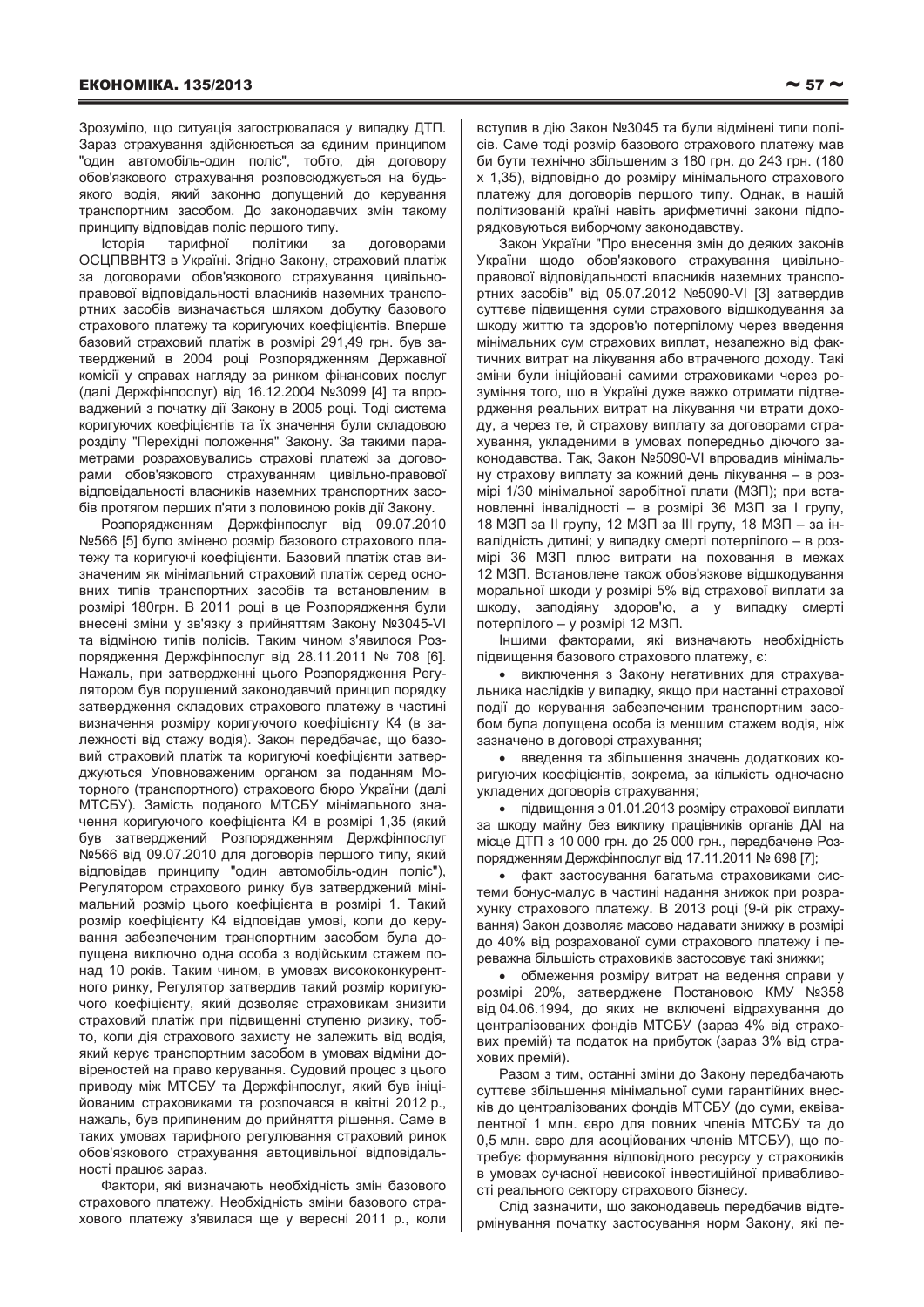Зрозуміло, що ситуація загострювалася у випадку ДТП. Зараз страхування здійснюється за єдиним принципом "один автомобіль-один поліс", тобто, дія договору обов'язкового страхування розповсюджується на будь-якого водія, який законно допущений до керування транспортним засобом. До законодавчих змін такому принципу відповідав поліс першого типу.

**Історія тарифної політики за договорами ОСЦПВВНТЗ в Україні.** Згідно Закону, страховий платіж за договорами обов'язкового страхування цивільно-правової відповідальності власників наземних транспортних засобів визначається шляхом добутку базового страхового платежу та коригуючих коефіцієнтів. Вперше базовий страховий платіж в розмірі 291,49 грн. був затверджений в 2004 році Розпорядженням Державної комісії у справах нагляду за ринком фінансових послуг (далі Держфінпослуг) від 16.12.2004 №3099 [4] та впроваджений з початку дії Закону в 2005 році. Тоді система коригуючих коефіцієнтів та їх значення були складовою розділу "Перехідні положення" Закону. За такими параметрами розраховувались страхові платежі за договорами обов'язкового страхуванням цивільно-правової відповідальності власників наземних транспортних засобів протягом перших п'яти з половиною років дії Закону.

Розпорядженням Держфінпослуг від 09.07.2010 №566 [5] було змінено розмір базового страхового платежу та коригуючі коефіцієнти. Базовий платіж став визначеним як мінімальний страховий платіж серед основних типів транспортних засобів та встановленим в розмірі 180грн. В 2011 році в це Розпорядження були внесені зміни у зв'язку з прийняттям Закону №3045-VI та відміною типів полісів. Таким чином з'явилося Розпорядження Держфінпослуг від 28.11.2011 № 708 [6]. Нажаль, при затвердженні цього Розпорядження Регулятором був порушений законодавчий принцип порядку затвердження складових страхового платежу в частині визначення розміру коригуючого коефіцієнту К4 (в залежності від стажу водія). Закон передбачає, що базовий страховий платіж та коригуючі коефіцієнти затверджуються Уповноваженим органом за поданням Моторного (транспортного) страхового бюро України (далі МТСБУ). Замість поданого МТСБУ мінімального значення коригуючого коефіцієнта К4 в розмірі 1,35 (який був затверджений Розпорядженням Держфінпослуг №566 від 09.07.2010 для договорів першого типу, який відповідав принципу "один автомобіль-один поліс"), Регулятором страхового ринку був затверджений мінімальний розмір цього коефіцієнта в розмірі 1. Такий розмір коефіцієнту К4 відповідав умові, коли до керування забезпеченим транспортним засобом була допущена виключно одна особа з водійським стажем понад 10 років. Таким чином, в умовах висококонкурентного ринку, Регулятор затвердив такий розмір коригуючого коефіцієнту, який дозволяє страховикам знизити страховий платіж при підвищенні ступеню ризику, тобто, коли дія страхового захисту не залежить від водія, який керує транспортним засобом в умовах відміни довіреності на право керування. Судовий процес з цього приводу між МТСБУ та Держфінпослуг, який був ініційованим страховиками та розпочався в квітні 2012 р., нажаль, був припиненим до прийняття рішення. Саме в таких умовах тарифного регулювання страховий ринок обов'язкового страхування автоцивільної відповідальності працює зараз.

**Фактори, які визначають необхідність змін базового страхового платежу.** Необхідність зміни базового страхового платежу з'явилася ще у вересні 2011 р., коли вступив в дію Закон №3045 та були відмінені типи полісів. Саме тоді розмір базового страхового платежу мав би бути технічно збільшеним з 180 грн. до 243 грн. (180 х 1,35), відповідно до розміру мінімального страхового платежу для договорів першого типу. Однак, в нашій політизованій країні навіть арифметичні закони підпорядковуються виборчому законодавству.

Закон України "Про внесення змін до деяких законів України щодо обов'язкового страхування цивільно-правової відповідальності власників наземних транспортних засобів" від 05.07.2012 №5090-VI [3] затвердив суттєве підвищення суми страхового відшкодування за шкоду життю та здоров'ю потерпілому через введення мінімальних сум страхових виплат, незалежно від фактичних витрат на лікування або втраченого доходу. Такі зміни були ініційовані самими страховиками через розуміння того, що в Україні дуже важко отримати підтвердження реальних витрат на лікування чи втрати доходу, а через те, й страхову виплату за договорами страхування, укладеними в умовах попередньо діючого законодавства. Так, Закон №5090-VI впровадив мінімальну страхову виплату за кожний день лікування – в розмірі 1/30 мінімальної заробітної плати (МЗП); при встановленні інвалідності – в розмірі 36 МЗП за I групу, 18 МЗП за II групу, 12 МЗП за III групу, 18 МЗП – за інвалідність дитині; у випадку смерті потерпілого – в розмірі 36 МЗП плюс витрати на поховання в межах 12 МЗП. Встановлене також обов'язкове відшкодування моральної шкоди у розмірі 5% від страхової виплати за шкоду, заподіяну здоров'ю, а у випадку смерті потерпілого – у розмірі 12 МЗП.

Іншими факторами, які визначають необхідність підвищення базового страхового платежу, є:

- виключення з Закону негативних для страхувальника наслідків у випадку, якщо при настанні страхової події до керування забезпеченим транспортним засобом була допущена особа із меншим стажем водія, ніж зазначено в договорі страхування;
- введення та збільшення значень додаткових коригуючих коефіцієнтів, зокрема, за кількість одночасно укладених договорів страхування;
- підвищення з 01.01.2013 розміру страхової виплати за шкоду майну без виклику працівників органів ДАІ на місце ДТП з 10 000 грн. до 25 000 грн., передбачене Розпорядженням Держфінпослуг від 17.11.2011 № 698 [7];
- факт застосування багатьма страховиками системи бонус-малус в частині надання знижок при розрахунку страхового платежу. В 2013 році (9-й рік страхування) Закон дозволяє масово надавати знижку в розмірі до 40% від розрахованої суми страхового платежу і переважна більшість страховиків застосовує такі знижки;
- обмеження розміру витрат на ведення справи у розмірі 20%, затверджене Постановою КМУ №358 від 04.06.1994, до яких не включені відрахування до централізованих фондів МТСБУ (зараз 4% від страхових премій) та податок на прибуток (зараз 3% від страхових премій).

Разом з тим, останні зміни до Закону передбачають суттєве збільшення мінімальної суми гарантійних внесків до централізованих фондів МТСБУ (до суми, еквівалентної 1 млн. євро для повних членів МТСБУ та до 0,5 млн. євро для асоційованих членів МТСБУ), що потребує формування відповідного ресурсу у страховиків в умовах сучасної невисокої інвестиційної привабливості реального сектору страхового бізнесу.

Слід зазначити, що законодавець передбачив відтермінування початку застосування норм Закону, які пе-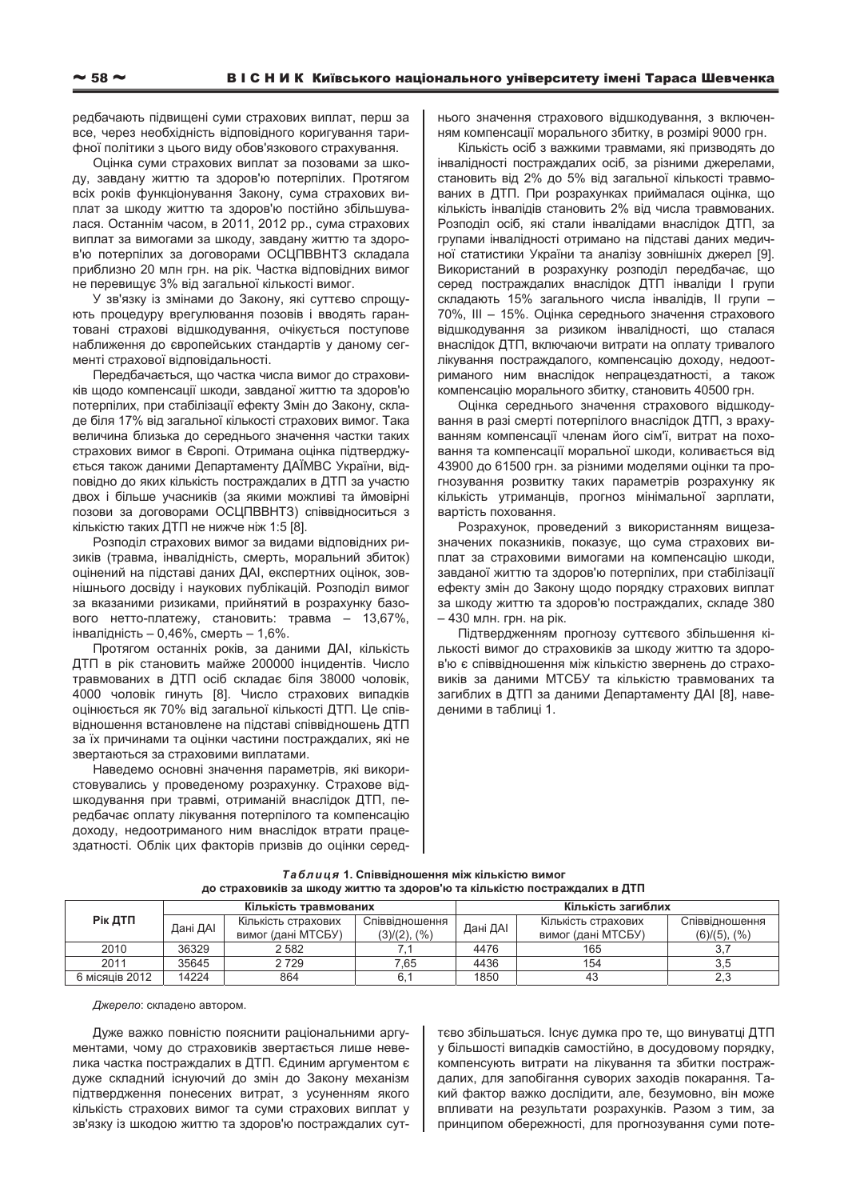редбачають підвищені суми страхових виплат, перш за все, через необхідність відповідного коригування тарифної політики з цього виду обов'язкового страхування.

Оцінка суми страхових виплат за позовами за шкоду, завдану життю та здоров'ю потерпілих. Протягом всіх років функціонування Закону, сума страхових виплат за шкоду життю та здоров'ю постійно збільшувалася. Останнім часом, в 2011, 2012 рр., сума страхових виплат за вимогами за шкоду, завдану життю та здоров'ю потерпілих за договорами ОСЦПВВНТЗ складала приблизно 20 млн грн. на рік. Частка відповідних вимог не перевищує 3% від загальної кількості вимог.

У зв'язку із змінами до Закону, які суттєво спрощують процедуру врегулювання позовів і вводять гарантовані страхові відшкодування, очікується поступове наближення до європейських стандартів у даному сегменті страхової відповідальності.

Передбачається, що частка числа вимог до страховиків щодо компенсації шкоди, завданої життю та здоров'ю потерпілих, при стабілізації ефекту Змін до Закону, складе біля 17% від загальної кількості страхових вимог. Така величина близька до середнього значення частки таких страхових вимог в Європі. Отримана оцінка підтверджується також даними Департаменту ДАЇМВС України, відповідно до яких кількість постраждалих в ДТП за участю двох і більше учасників (за якими можливі та ймовірні позови за договорами ОСЦПВВНТЗ) співвідноситься з кількістю таких ДТП не нижче ніж 1:5 [8].

Розподіл страхових вимог за видами відповідних ризиків (травма, інвалідність, смерть, моральний збиток) оцінений на підставі даних ДАІ, експертних оцінок, зовнішнього досвіду і наукових публікацій. Розподіл вимог за вказаними ризиками, прийнятий в розрахунку базового нетто-платежу, становить: травма – 13,67%, інвалідність – 0,46%, смерть – 1,6%.

Протягом останніх років, за даними ДАІ, кількість ДТП в рік становить майже 200000 інцидентів. Число травмованих в ДТП осіб складає біля 38000 чоловік, 4000 чоловік гинуть [8]. Число страхових випадків оцінюється як 70% від загальної кількості ДТП. Це співвідношення встановлене на підставі співвідношень ДТП за їх причинами та оцінки частини постраждалих, які не звертаються за страховими виплатами.

Наведемо основні значення параметрів, які використовувались у проведеному розрахунку. Страхове відшкодування при травмі, отриманій внаслідок ДТП, передбачає оплату лікування потерпілого та компенсацію доходу, недоотриманого ним внаслідок втрати працездатності. Облік цих факторів призвів до оцінки середнього значення страхового відшкодування, з включенням компенсації морального збитку, в розмірі 9000 грн.

Кількість осіб з важкими травмами, які призводять до інвалідності постраждалих осіб, за різними джерелами, становить від 2% до 5% від загальної кількості травмованих в ДТП. При розрахунках приймалася оцінка, що кількість інвалідів становить 2% від числа травмованих. Розподіл осіб, які стали інвалідами внаслідок ДТП, за групами інвалідності отримано на підставі даних медичної статистики України та аналізу зовнішніх джерел [9]. Використаний в розрахунку розподіл передбачає, що серед постраждалих внаслідок ДТП інваліди І групи складають 15% загального числа інвалідів, ІІ групи – 70%, ІІІ – 15%. Оцінка середнього значення страхового відшкодування за ризиком інвалідності, що сталася внаслідок ДТП, включаючи витрати на оплату тривалого лікування постраждалого, компенсацію доходу, недоотриманого ним внаслідок непрацездатності, а також компенсацію морального збитку, становить 40500 грн.

Оцінка середнього значення страхового відшкодування в разі смерті потерпілого внаслідок ДТП, з врахуванням компенсації членам його сім'ї, витрат на поховання та компенсації моральної шкоди, коливається від 43900 до 61500 грн. за різними моделями оцінки та прогнозування розвитку таких параметрів розрахунку як кількість утриманців, прогноз мінімальної зарплати, вартість поховання.

Розрахунок, проведений з використанням вищезазначених показників, показує, що сума страхових виплат за страховими вимогами на компенсацію шкоди, завданої життю та здоров'ю потерпілих, при стабілізації ефекту змін до Закону щодо порядку страхових виплат за шкоду життю та здоров'ю постраждалих, складе 380 – 430 млн. грн. на рік.

Підтвердженням прогнозу суттєвого збільшення кількості вимог до страховиків за шкоду життю та здоров'ю є співвідношення між кількістю звернень до страховиків за даними МТСБУ та кількістю травмованих та загиблих в ДТП за даними Департаменту ДАІ [8], наведеними в таблиці 1.

***Таблиця* 1. Співвідношення між кількістю вимог до страховиків за шкоду життю та здоров'ю та кількістю постраждалих в ДТП**

| Рік ДТП | Кількість травмованих | | | Кількість загиблих | | |
|---|---|---|---|---|---|---|
| | Дані ДАІ | Кількість страхових вимог (дані МТСБУ) | Співвідношення (3)/(2), (%) | Дані ДАІ | Кількість страхових вимог (дані МТСБУ) | Співвідношення (6)/(5), (%) |
| 2010 | 36329 | 2 582 | 7,1 | 4476 | 165 | 3,7 |
| 2011 | 35645 | 2 729 | 7,65 | 4436 | 154 | 3,5 |
| 6 місяців 2012 | 14224 | 864 | 6,1 | 1850 | 43 | 2,3 |

*Джерело*: складено автором.

Дуже важко повністю пояснити раціональними аргументами, чому до страховиків звертається лише невелика частка постраждалих в ДТП. Єдиним аргументом є дуже складний існуючий до змін до Закону механізм підтвердження понесених витрат, з усуненням якого кількість страхових вимог та суми страхових виплат у зв'язку із шкодою життю та здоров'ю постраждалих суттєво збільшаться. Існує думка про те, що винуватці ДТП у більшості випадків самостійно, в досудовому порядку, компенсують витрати на лікування та збитки постраждалих, для запобігання суворих заходів покарання. Такий фактор важко дослідити, але, безумовно, він може впливати на результати розрахунків. Разом з тим, за принципом обережності, для прогнозування суми поте-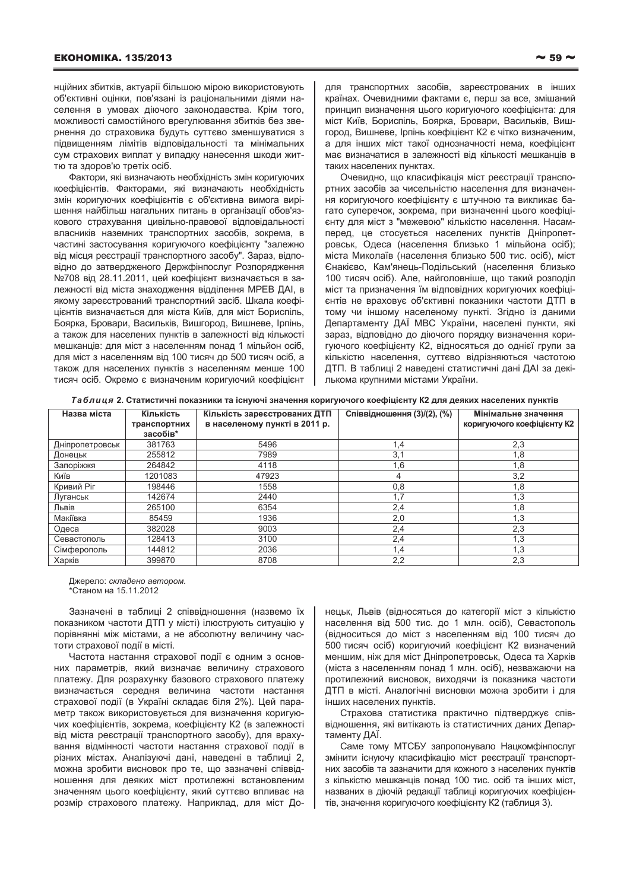нційних збитків, актуарії більшою мірою використовують об'єктивні оцінки, пов'язані із раціональними діями населення в умовах діючого законодавства. Крім того, можливості самостійного врегулювання збитків без звернення до страховика будуть суттєво зменшуватися з підвищенням лімітів відповідальності та мінімальних сум страхових виплат у випадку нанесення шкоди життю та здоров'ю третіх осіб.

Фактори, які визначають необхідність змін коригуючих коефіцієнтів. Факторами, які визначають необхідність змін коригуючих коефіцієнтів є об'єктивна вимога вирішення найбільш нагальних питань в організації обов'язкового страхування цивільно-правової відповідальності власників наземних транспортних засобів, зокрема, в частині застосування коригуючого коефіцієнта "залежно від місця реєстрації транспортного засобу". Зараз, відповідно до затвердженого Держфінпослуг Розпорядження №708 від 28.11.2011, цей коефіцієнт визначається в залежності від міста знаходження відділення МРЕВ ДАІ, в якому зареєстрований транспортний засіб. Шкала коефіцієнтів визначається для міста Київ, для міст Бориспіль, Боярка, Бровари, Васильків, Вишгород, Вишневе, Ірпінь, а також для населених пунктів в залежності від кількості мешканців: для міст з населенням понад 1 мільйон осіб, для міст з населенням від 100 тисяч до 500 тисяч осіб, а також для населених пунктів з населенням менше 100 тисяч осіб. Окремо є визначеним коригуючий коефіцієнт для транспортних засобів, зареєстрованих в інших країнах. Очевидними фактами є, перш за все, змішаний принцип визначення цього коригуючого коефіцієнта: для міст Київ, Бориспіль, Боярка, Бровари, Васильків, Вишгород, Вишневе, Ірпінь коефіцієнт К2 є чітко визначеним, а для інших міст такої однозначності нема, коефіцієнт має визначатися в залежності від кількості мешканців в таких населених пунктах.

Очевидно, що класифікація міст реєстрації транспортних засобів за чисельністю населення для визначення коригуючого коефіцієнту є штучною та викликає багато суперечок, зокрема, при визначенні цього коефіцієнту для міст з "межевою" кількістю населення. Насамперед, це стосується населених пунктів Дніпропетровськ, Одеса (населення близько 1 мільйона осіб); міста Миколаїв (населення близько 500 тис. осіб), міст Єнакієво, Кам'янець-Подільський (населення близько 100 тисяч осіб). Але, найголовніше, що такий розподіл міст та призначення їм відповідних коригуючих коефіцієнтів не враховує об'єктивні показники частоти ДТП в тому чи іншому населеному пункті. Згідно із даними Департаменту ДАЇ МВС України, населені пункти, які зараз, відповідно до діючого порядку визначення коригуючого коефіцієнту К2, відносяться до однієї групи за кількістю населення, суттєво відрізняються частотою ДТП. В таблиці 2 наведені статистичні дані ДАІ за декількома крупними містами України.

***Таблиця* 2. Статистичні показники та існуючі значення коригуючого коефіцієнту К2 для деяких населених пунктів**

| Назва міста | Кількість транспортних засобів* | Кількість зареєстрованих ДТП в населеному пункті в 2011 р. | Співвідношення (3)/(2), (%) | Мінімальне значення коригуючого коефіцієнту К2 |
|---|---|---|---|---|
| Дніпропетровськ | 381763 | 5496 | 1,4 | 2,3 |
| Донецьк | 255812 | 7989 | 3,1 | 1,8 |
| Запоріжжя | 264842 | 4118 | 1,6 | 1,8 |
| Київ | 1201083 | 47923 | 4 | 3,2 |
| Кривий Ріг | 198446 | 1558 | 0,8 | 1,8 |
| Луганськ | 142674 | 2440 | 1,7 | 1,3 |
| Львів | 265100 | 6354 | 2,4 | 1,8 |
| Макіївка | 85459 | 1936 | 2,0 | 1,3 |
| Одеса | 382028 | 9003 | 2,4 | 2,3 |
| Севастополь | 128413 | 3100 | 2,4 | 1,3 |
| Сімферополь | 144812 | 2036 | 1,4 | 1,3 |
| Харків | 399870 | 8708 | 2,2 | 2,3 |

Джерело: *складено автором.*
*Станом на 15.11.2012

Зазначені в таблиці 2 співвідношення (назвемо їх показником частоти ДТП у місті) ілюструють ситуацію у порівнянні між містами, а не абсолютну величину частоти страхової події в місті.

Частота настання страхової події є одним з основних параметрів, який визначає величину страхового платежу. Для розрахунку базового страхового платежу визначається середня величина частоти настання страхової події (в Україні складає біля 2%). Цей параметр також використовується для визначення коригуючих коефіцієнтів, зокрема, коефіцієнту К2 (в залежності від місця реєстрації транспортного засобу), для врахування відмінності частоти настання страхової події в різних містах. Аналізуючи дані, наведені в таблиці 2, можна зробити висновок про те, що зазначені співвідношення для деяких міст протилежні встановленим значенням цього коефіцієнту, який суттєво впливає на розмір страхового платежу. Наприклад, для міст Донецьк, Львів (відносяться до категорії міст з кількістю населення від 500 тис. до 1 млн. осіб), Севастополь (відноситься до міст з населенням від 100 тисяч до 500 тисяч осіб) коригуючий коефіцієнт К2 визначений меншим, ніж для міст Дніпропетровськ, Одеса та Харків (міста з населенням понад 1 млн. осіб), незважаючи на протилежний висновок, виходячи із показника частоти ДТП в місті. Аналогічні висновки можна зробити і для інших населених пунктів.

Страхова статистика практично підтверджує співвідношення, які витікають із статистичних даних Департаменту ДАЇ.

Саме тому МТСБУ запропонувало Нацкомфінпослуг змінити існуючу класифікацію міст реєстрації транспортних засобів та зазначити для кожного з населених пунктів з кількістю мешканців понад 100 тис. осіб та інших міст, названих в діючій редакції таблиці коригуючих коефіцієнтів, значення коригуючого коефіцієнту К2 (таблиця 3).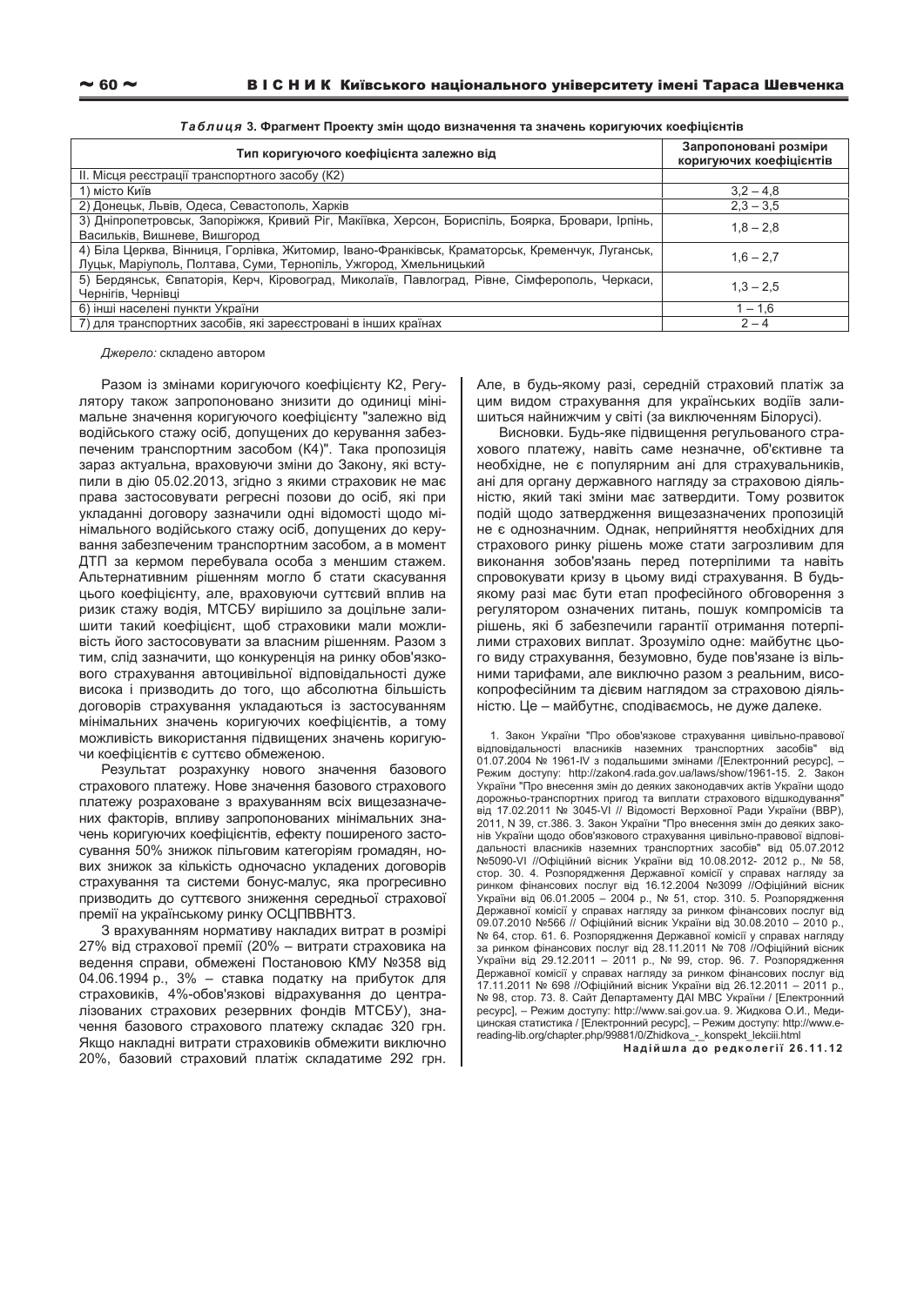*Таблиця* **3. Фрагмент Проекту змін щодо визначення та значень коригуючих коефіцієнтів**

| Тип коригуючого коефіцієнта залежно від | Запропоновані розміри коригуючих коефіцієнтів |
|---|---|
| ІІ. Місця реєстрації транспортного засобу (К2) | |
| 1) місто Київ | 3,2 – 4,8 |
| 2) Донецьк, Львів, Одеса, Севастополь, Харків | 2,3 – 3,5 |
| 3) Дніпропетровськ, Запоріжжя, Кривий Ріг, Макіївка, Херсон, Бориспіль, Боярка, Бровари, Ірпінь, Васильків, Вишневе, Вишгород | 1,8 – 2,8 |
| 4) Біла Церква, Вінниця, Горлівка, Житомир, Івано-Франківськ, Краматорськ, Кременчук, Луганськ, Луцьк, Маріуполь, Полтава, Суми, Тернопіль, Ужгород, Хмельницький | 1,6 – 2,7 |
| 5) Бердянськ, Євпаторія, Керч, Кіровоград, Миколаїв, Павлоград, Рівне, Сімферополь, Черкаси, Чернігів, Чернівці | 1,3 – 2,5 |
| 6) інші населені пункти України | 1 – 1,6 |
| 7) для транспортних засобів, які зареєстровані в інших країнах | 2 – 4 |

*Джерело:* складено автором

Разом із змінами коригуючого коефіцієнту К2, Регулятору також запропоновано знизити до одиниці мінімальне значення коригуючого коефіцієнту "залежно від водійського стажу осіб, допущених до керування забезпеченим транспортним засобом (К4)". Така пропозиція зараз актуальна, враховуючи зміни до Закону, які вступили в дію 05.02.2013, згідно з якими страховик не має права застосовувати регресні позови до осіб, які при укладанні договору зазначили одні відомості щодо мінімального водійського стажу осіб, допущених до керування забезпеченим транспортним засобом, а в момент ДТП за кермом перебувала особа з меншим стажем. Альтернативним рішенням могло б стати скасування цього коефіцієнту, але, враховуючи суттєвий вплив на ризик стажу водія, МТСБУ вирішило за доцільне залишити такий коефіцієнт, щоб страховики мали можливість його застосовувати за власним рішенням. Разом з тим, слід зазначити, що конкуренція на ринку обов'язкового страхування автоцивільної відповідальності дуже висока і призводить до того, що абсолютна більшість договорів страхування укладаються із застосуванням мінімальних значень коригуючих коефіцієнтів, а тому можливість використання підвищених значень коригуючи коефіцієнтів є суттєво обмеженою.

Результат розрахунку нового значення базового страхового платежу. Нове значення базового страхового платежу розраховане з врахуванням всіх вищезазначених факторів, впливу запропонованих мінімальних значень коригуючих коефіцієнтів, ефекту поширеного застосування 50% знижок пільговим категоріям громадян, нових знижок за кількість одночасно укладених договорів страхування та системи бонус-малус, яка прогресивно призводить до суттєвого зниження середньої страхової премії на українському ринку ОСЦПВВНТЗ.

З врахуванням нормативу накладних витрат в розмірі 27% від страхової премії (20% – витрати страховика на ведення справи, обмежені Постановою КМУ №358 від 04.06.1994 р., 3% – ставка податку на прибуток для страховиків, 4%-обов'язкові відрахування до централізованих страхових резервних фондів МТСБУ), значення базового страхового платежу складає 320 грн. Якщо накладні витрати страховиків обмежити виключно 20%, базовий страховий платіж складатиме 292 грн. Але, в будь-якому разі, середній страховий платіж за цим видом страхування для українських водіїв залишиться найнижчим у світі (за виключенням Білорусі).

Висновки. Будь-яке підвищення регульованого страхового платежу, навіть саме незначне, об'єктивне та необхідне, не є популярним ані для страхувальників, ані для органу державного нагляду за страховою діяльністю, який такі зміни має затвердити. Тому розвиток подій щодо затвердження вищезазначених пропозицій не є однозначним. Однак, неприйняття необхідних для страхового ринку рішень може стати загрозливим для виконання зобов'язань перед потерпілими та навіть спровокувати кризу в цьому виді страхування. В будь-якому разі має бути етап професійного обговорення з регулятором означених питань, пошук компромісів та рішень, які б забезпечили гарантії отримання потерпілими страхових виплат. Зрозуміло одне: майбутнє цього виду страхування, безумовно, буде пов'язане із вільними тарифами, але виключно разом з реальним, високопрофесійним та дієвим наглядом за страховою діяльністю. Це – майбутнє, сподіваємось, не дуже далеке.

1. Закон України "Про обов'язкове страхування цивільно-правової відповідальності власників наземних транспортних засобів" від 01.07.2004 № 1961-IV з подальшими змінами /[Електронний ресурс], – Режим доступу: http://zakon4.rada.gov.ua/laws/show/1961-15. 2. Закон України "Про внесення змін до деяких законодавчих актів України щодо дорожньо-транспортних пригод та виплати страхового відшкодування" від 17.02.2011 № 3045-VI // Відомості Верховної Ради України (ВВР), 2011, N 39, ст.386. 3. Закон України "Про внесення змін до деяких законів України щодо обов'язкового страхування цивільно-правової відповідальності власників наземних транспортних засобів" від 05.07.2012 №5090-VI //Офіційний вісник України від 10.08.2012- 2012 р., № 58, стор. 30. 4. Розпорядження Державної комісії у справах нагляду за ринком фінансових послуг від 16.12.2004 №3099 //Офіційний вісник України від 06.01.2005 – 2004 р., № 51, стор. 310. 5. Розпорядження Державної комісії у справах нагляду за ринком фінансових послуг від 09.07.2010 №566 // Офіційний вісник України від 30.08.2010 – 2010 р., № 64, стор. 61. 6. Розпорядження Державної комісії у справах нагляду за ринком фінансових послуг від 28.11.2011 № 708 //Офіційний вісник України від 29.12.2011 – 2011 р., № 99, стор. 96. 7. Розпорядження Державної комісії у справах нагляду за ринком фінансових послуг від 17.11.2011 № 698 //Офіційний вісник України від 26.12.2011 – 2011 р., № 98, стор. 73. 8. Сайт Департаменту ДАІ МВС України / [Електронний ресурс], – Режим доступу: http://www.sai.gov.ua. 9. Жидкова О.И., Медицинская статистика / [Електронний ресурс], – Режим доступу: http://www.e-reading-lib.org/chapter.php/99881/0/Zhidkova_-_konspekt_lekciii.html

**Надійшла до редколегії 26.11.12**